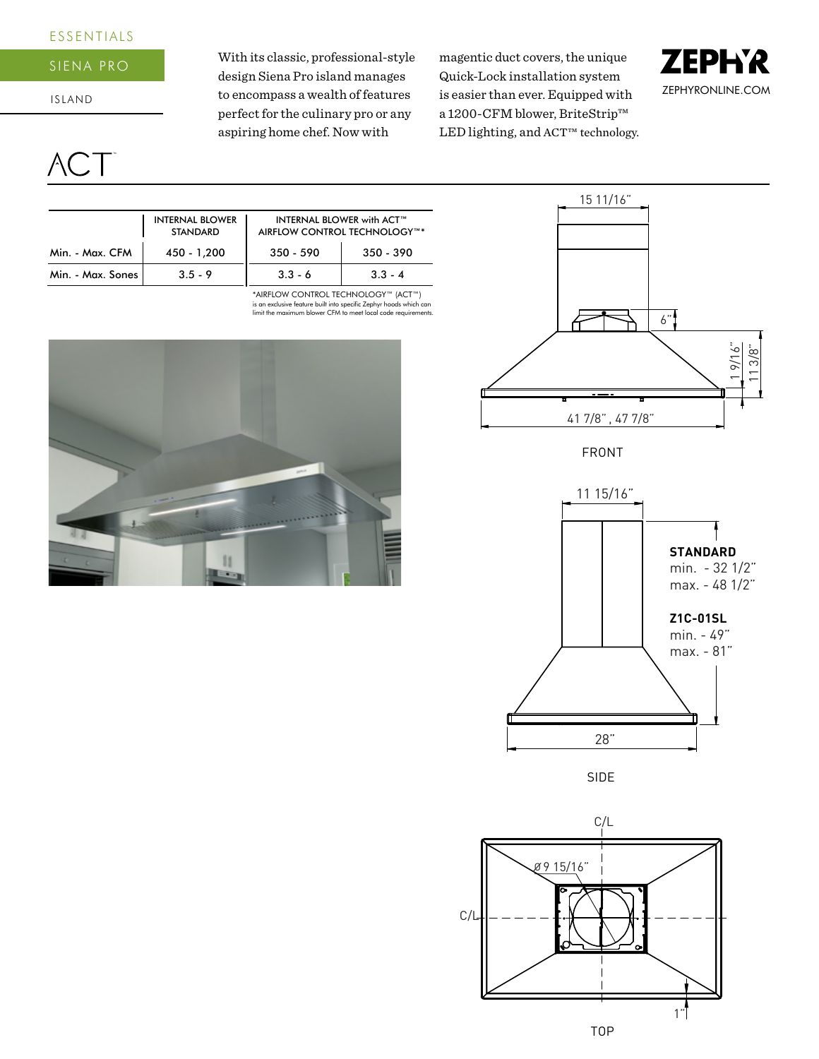ESSENTIALS

# SIENA PRO

ISLAND

With its classic, professional-style design Siena Pro island manages to encompass a wealth of features perfect for the culinary pro or any aspiring home chef. Now with magentic duct covers, the unique Quick-Lock installation system is easier than ever. Equipped with a 1200-CFM blower, BriteStrip™ LED lighting, and ACT™ technology.

ZEPHYR
ZEPHYRONLINE.COM

ACT™

| | INTERNAL BLOWER STANDARD | INTERNAL BLOWER with ACT™ AIRFLOW CONTROL TECHNOLOGY™* | |
|---|---|---|---|
| Min. - Max. CFM | 450 - 1,200 | 350 - 590 | 350 - 390 |
| Min. - Max. Sones | 3.5 - 9 | 3.3 - 6 | 3.3 - 4 |

*AIRFLOW CONTROL TECHNOLOGY™ (ACT™) is an exclusive feature built into specific Zephyr hoods which can limit the maximum blower CFM to meet local code requirements.

15 11/16"

6"

1 9/16"

11 3/8"

41 7/8" , 47 7/8"

FRONT

11 15/16"

**STANDARD**
min. - 32 1/2"
max. - 48 1/2"

**Z1C-01SL**
min. - 49"
max. - 81"

28"

SIDE

C/L

Ø 9 15/16"

C/L

1"

TOP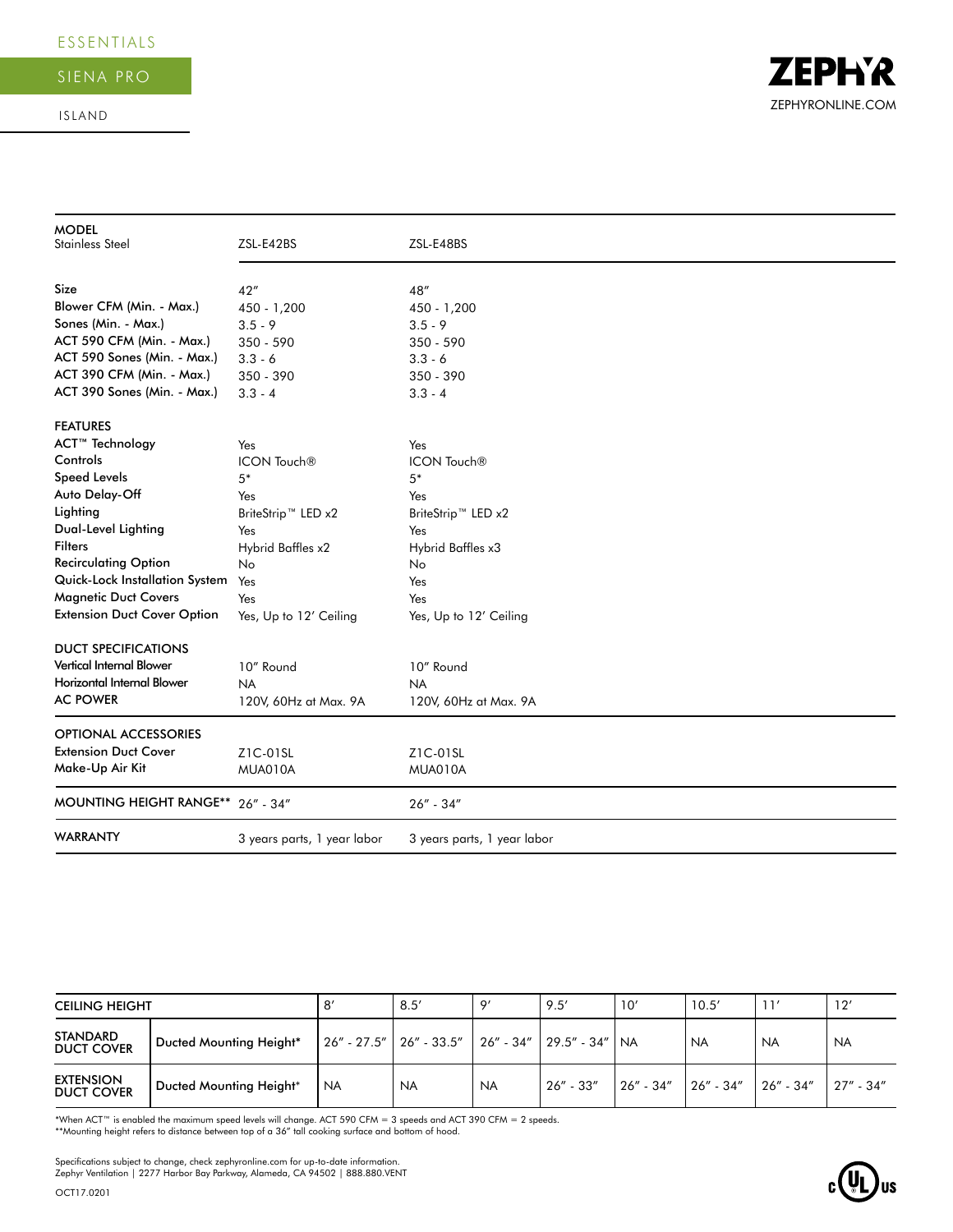ESSENTIALS

SIENA PRO

ISLAND

ZEPHYR
ZEPHYRONLINE.COM

| MODEL | | |
|---|---|---|
| Stainless Steel | ZSL-E42BS | ZSL-E48BS |
| Size | 42″ | 48″ |
| Blower CFM (Min. - Max.) | 450 - 1,200 | 450 - 1,200 |
| Sones (Min. - Max.) | 3.5 - 9 | 3.5 - 9 |
| ACT 590 CFM (Min. - Max.) | 350 - 590 | 350 - 590 |
| ACT 590 Sones (Min. - Max.) | 3.3 - 6 | 3.3 - 6 |
| ACT 390 CFM (Min. - Max.) | 350 - 390 | 350 - 390 |
| ACT 390 Sones (Min. - Max.) | 3.3 - 4 | 3.3 - 4 |
| **FEATURES** | | |
| ACT™ Technology | Yes | Yes |
| Controls | ICON Touch® | ICON Touch® |
| Speed Levels | 5* | 5* |
| Auto Delay-Off | Yes | Yes |
| Lighting | BriteStrip™ LED x2 | BriteStrip™ LED x2 |
| Dual-Level Lighting | Yes | Yes |
| Filters | Hybrid Baffles x2 | Hybrid Baffles x3 |
| Recirculating Option | No | No |
| Quick-Lock Installation System | Yes | Yes |
| Magnetic Duct Covers | Yes | Yes |
| Extension Duct Cover Option | Yes, Up to 12′ Ceiling | Yes, Up to 12′ Ceiling |
| **DUCT SPECIFICATIONS** | | |
| Vertical Internal Blower | 10″ Round | 10″ Round |
| Horizontal Internal Blower | NA | NA |
| AC POWER | 120V, 60Hz at Max. 9A | 120V, 60Hz at Max. 9A |
| **OPTIONAL ACCESSORIES** | | |
| Extension Duct Cover | Z1C-01SL | Z1C-01SL |
| Make-Up Air Kit | MUA010A | MUA010A |
| **MOUNTING HEIGHT RANGE**** | 26″ - 34″ | 26″ - 34″ |
| **WARRANTY** | 3 years parts, 1 year labor | 3 years parts, 1 year labor |

| CEILING HEIGHT | | 8′ | 8.5′ | 9′ | 9.5′ | 10′ | 10.5′ | 11′ | 12′ |
|---|---|---|---|---|---|---|---|---|---|
| STANDARD DUCT COVER | Ducted Mounting Height* | 26″ - 27.5″ | 26″ - 33.5″ | 26″ - 34″ | 29.5″ - 34″ | NA | NA | NA | NA |
| EXTENSION DUCT COVER | Ducted Mounting Height* | NA | NA | NA | 26″ - 33″ | 26″ - 34″ | 26″ - 34″ | 26″ - 34″ | 27″ - 34″ |

*When ACT™ is enabled the maximum speed levels will change. ACT 590 CFM = 3 speeds and ACT 390 CFM = 2 speeds.
**Mounting height refers to distance between top of a 36″ tall cooking surface and bottom of hood.

Specifications subject to change, check zephyronline.com for up-to-date information.
Zephyr Ventilation | 2277 Harbor Bay Parkway, Alameda, CA 94502 | 888.880.VENT

OCT17.0201